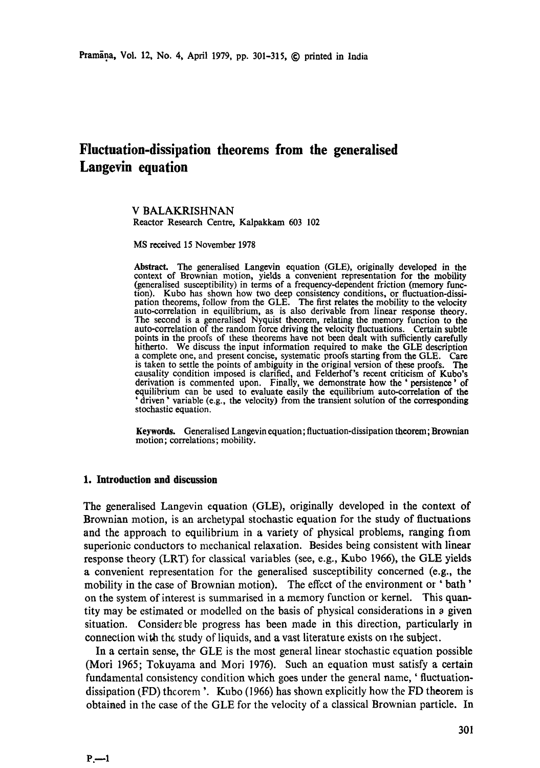# Fluctuation-dissipation theorems from the generalised Langevin equation

V BALAKRISHNAN
Reactor Research Centre, Kalpakkam 603 102

MS received 15 November 1978

**Abstract.** The generalised Langevin equation (GLE), originally developed in the context of Brownian motion, yields a convenient representation for the mobility (generalised susceptibility) in terms of a frequency-dependent friction (memory function). Kubo has shown how two deep consistency conditions, or fluctuation-dissipation theorems, follow from the GLE. The first relates the mobility to the velocity auto-correlation in equilibrium, as is also derivable from linear response theory. The second is a generalised Nyquist theorem, relating the memory function to the auto-correlation of the random force driving the velocity fluctuations. Certain subtle points in the proofs of these theorems have not been dealt with sufficiently carefully hitherto. We discuss the input information required to make the GLE description a complete one, and present concise, systematic proofs starting from the GLE. Care is taken to settle the points of ambiguity in the original version of these proofs. The causality condition imposed is clarified, and Felderhof's recent criticism of Kubo's derivation is commented upon. Finally, we demonstrate how the 'persistence' of equilibrium can be used to evaluate easily the equilibrium auto-correlation of the 'driven' variable (e.g., the velocity) from the transient solution of the corresponding stochastic equation.

**Keywords.** Generalised Langevin equation; fluctuation-dissipation theorem; Brownian motion; correlations; mobility.

## 1. Introduction and discussion

The generalised Langevin equation (GLE), originally developed in the context of Brownian motion, is an archetypal stochastic equation for the study of fluctuations and the approach to equilibrium in a variety of physical problems, ranging from superionic conductors to mechanical relaxation. Besides being consistent with linear response theory (LRT) for classical variables (see, e.g., Kubo 1966), the GLE yields a convenient representation for the generalised susceptibility concerned (e.g., the mobility in the case of Brownian motion). The effect of the environment or 'bath' on the system of interest is summarised in a memory function or kernel. This quantity may be estimated or modelled on the basis of physical considerations in a given situation. Considerable progress has been made in this direction, particularly in connection with the study of liquids, and a vast literature exists on the subject.

In a certain sense, the GLE is the most general linear stochastic equation possible (Mori 1965; Tokuyama and Mori 1976). Such an equation must satisfy a certain fundamental consistency condition which goes under the general name, 'fluctuation-dissipation (FD) theorem'. Kubo (1966) has shown explicitly how the FD theorem is obtained in the case of the GLE for the velocity of a classical Brownian particle. In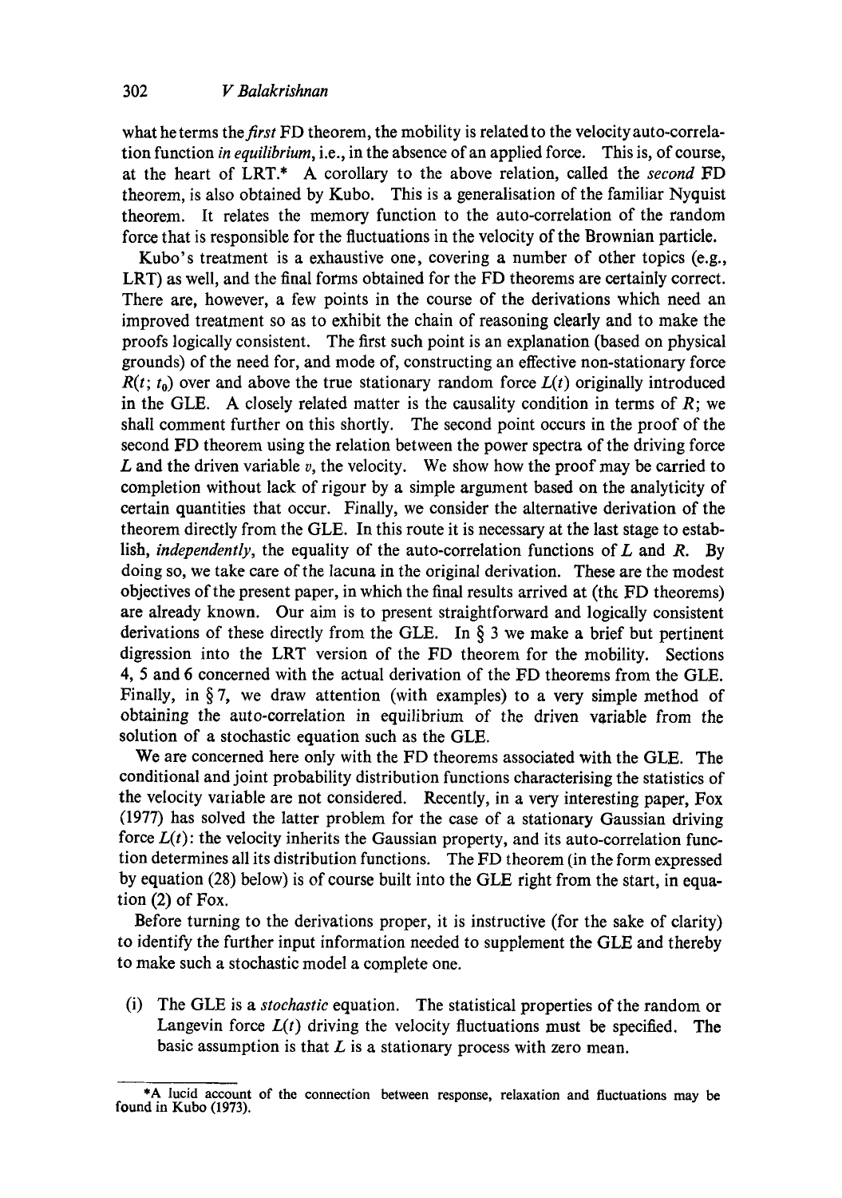what he terms the *first* FD theorem, the mobility is related to the velocity auto-correlation function *in equilibrium*, i.e., in the absence of an applied force. This is, of course, at the heart of LRT.* A corollary to the above relation, called the *second* FD theorem, is also obtained by Kubo. This is a generalisation of the familiar Nyquist theorem. It relates the memory function to the auto-correlation of the random force that is responsible for the fluctuations in the velocity of the Brownian particle.

Kubo's treatment is a exhaustive one, covering a number of other topics (e.g., LRT) as well, and the final forms obtained for the FD theorems are certainly correct. There are, however, a few points in the course of the derivations which need an improved treatment so as to exhibit the chain of reasoning clearly and to make the proofs logically consistent. The first such point is an explanation (based on physical grounds) of the need for, and mode of, constructing an effective non-stationary force $R(t;\, t_0)$ over and above the true stationary random force $L(t)$ originally introduced in the GLE. A closely related matter is the causality condition in terms of $R$; we shall comment further on this shortly. The second point occurs in the proof of the second FD theorem using the relation between the power spectra of the driving force $L$ and the driven variable $v$, the velocity. We show how the proof may be carried to completion without lack of rigour by a simple argument based on the analyticity of certain quantities that occur. Finally, we consider the alternative derivation of the theorem directly from the GLE. In this route it is necessary at the last stage to establish, *independently*, the equality of the auto-correlation functions of $L$ and $R$. By doing so, we take care of the lacuna in the original derivation. These are the modest objectives of the present paper, in which the final results arrived at (the FD theorems) are already known. Our aim is to present straightforward and logically consistent derivations of these directly from the GLE. In § 3 we make a brief but pertinent digression into the LRT version of the FD theorem for the mobility. Sections 4, 5 and 6 concerned with the actual derivation of the FD theorems from the GLE. Finally, in § 7, we draw attention (with examples) to a very simple method of obtaining the auto-correlation in equilibrium of the driven variable from the solution of a stochastic equation such as the GLE.

We are concerned here only with the FD theorems associated with the GLE. The conditional and joint probability distribution functions characterising the statistics of the velocity variable are not considered. Recently, in a very interesting paper, Fox (1977) has solved the latter problem for the case of a stationary Gaussian driving force $L(t)$: the velocity inherits the Gaussian property, and its auto-correlation function determines all its distribution functions. The FD theorem (in the form expressed by equation (28) below) is of course built into the GLE right from the start, in equation (2) of Fox.

Before turning to the derivations proper, it is instructive (for the sake of clarity) to identify the further input information needed to supplement the GLE and thereby to make such a stochastic model a complete one.

(i) The GLE is a *stochastic* equation. The statistical properties of the random or Langevin force $L(t)$ driving the velocity fluctuations must be specified. The basic assumption is that $L$ is a stationary process with zero mean.

---

*A lucid account of the connection between response, relaxation and fluctuations may be found in Kubo (1973).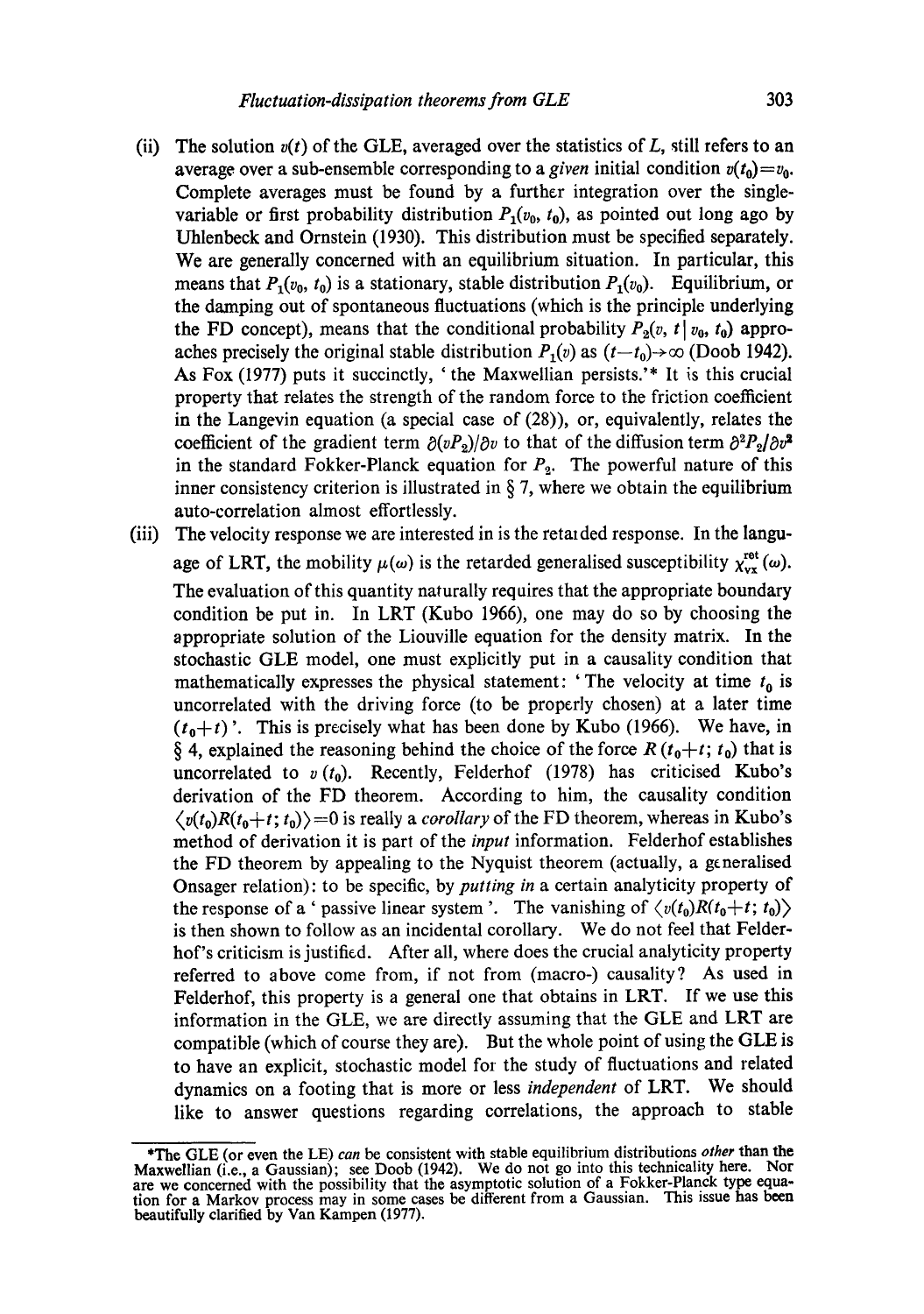(ii) The solution $v(t)$ of the GLE, averaged over the statistics of $L$, still refers to an average over a sub-ensemble corresponding to a *given* initial condition $v(t_0)=v_0$. Complete averages must be found by a further integration over the single-variable or first probability distribution $P_1(v_0, t_0)$, as pointed out long ago by Uhlenbeck and Ornstein (1930). This distribution must be specified separately. We are generally concerned with an equilibrium situation. In particular, this means that $P_1(v_0, t_0)$ is a stationary, stable distribution $P_1(v_0)$. Equilibrium, or the damping out of spontaneous fluctuations (which is the principle underlying the FD concept), means that the conditional probability $P_2(v, t \mid v_0, t_0)$ approaches precisely the original stable distribution $P_1(v)$ as $(t-t_0)\to\infty$ (Doob 1942). As Fox (1977) puts it succinctly, 'the Maxwellian persists.'* It is this crucial property that relates the strength of the random force to the friction coefficient in the Langevin equation (a special case of (28)), or, equivalently, relates the coefficient of the gradient term $\partial(vP_2)/\partial v$ to that of the diffusion term $\partial^2 P_2/\partial v^2$ in the standard Fokker-Planck equation for $P_2$. The powerful nature of this inner consistency criterion is illustrated in § 7, where we obtain the equilibrium auto-correlation almost effortlessly.

(iii) The velocity response we are interested in is the retarded response. In the language of LRT, the mobility $\mu(\omega)$ is the retarded generalised susceptibility $\chi_{vx}^{\text{ret}}(\omega)$. The evaluation of this quantity naturally requires that the appropriate boundary condition be put in. In LRT (Kubo 1966), one may do so by choosing the appropriate solution of the Liouville equation for the density matrix. In the stochastic GLE model, one must explicitly put in a causality condition that mathematically expresses the physical statement: 'The velocity at time $t_0$ is uncorrelated with the driving force (to be properly chosen) at a later time $(t_0+t)$'. This is precisely what has been done by Kubo (1966). We have, in § 4, explained the reasoning behind the choice of the force $R(t_0+t;\, t_0)$ that is uncorrelated to $v(t_0)$. Recently, Felderhof (1978) has criticised Kubo's derivation of the FD theorem. According to him, the causality condition $\langle v(t_0)R(t_0+t;\, t_0)\rangle=0$ is really a *corollary* of the FD theorem, whereas in Kubo's method of derivation it is part of the *input* information. Felderhof establishes the FD theorem by appealing to the Nyquist theorem (actually, a generalised Onsager relation): to be specific, by *putting in* a certain analyticity property of the response of a 'passive linear system'. The vanishing of $\langle v(t_0)R(t_0+t;\, t_0)\rangle$ is then shown to follow as an incidental corollary. We do not feel that Felderhof's criticism is justified. After all, where does the crucial analyticity property referred to above come from, if not from (macro-) causality? As used in Felderhof, this property is a general one that obtains in LRT. If we use this information in the GLE, we are directly assuming that the GLE and LRT are compatible (which of course they are). But the whole point of using the GLE is to have an explicit, stochastic model for the study of fluctuations and related dynamics on a footing that is more or less *independent* of LRT. We should like to answer questions regarding correlations, the approach to stable

*The GLE (or even the LE) *can* be consistent with stable equilibrium distributions *other* than the Maxwellian (i.e., a Gaussian); see Doob (1942). We do not go into this technicality here. Nor are we concerned with the possibility that the asymptotic solution of a Fokker-Planck type equation for a Markov process may in some cases be different from a Gaussian. This issue has been beautifully clarified by Van Kampen (1977).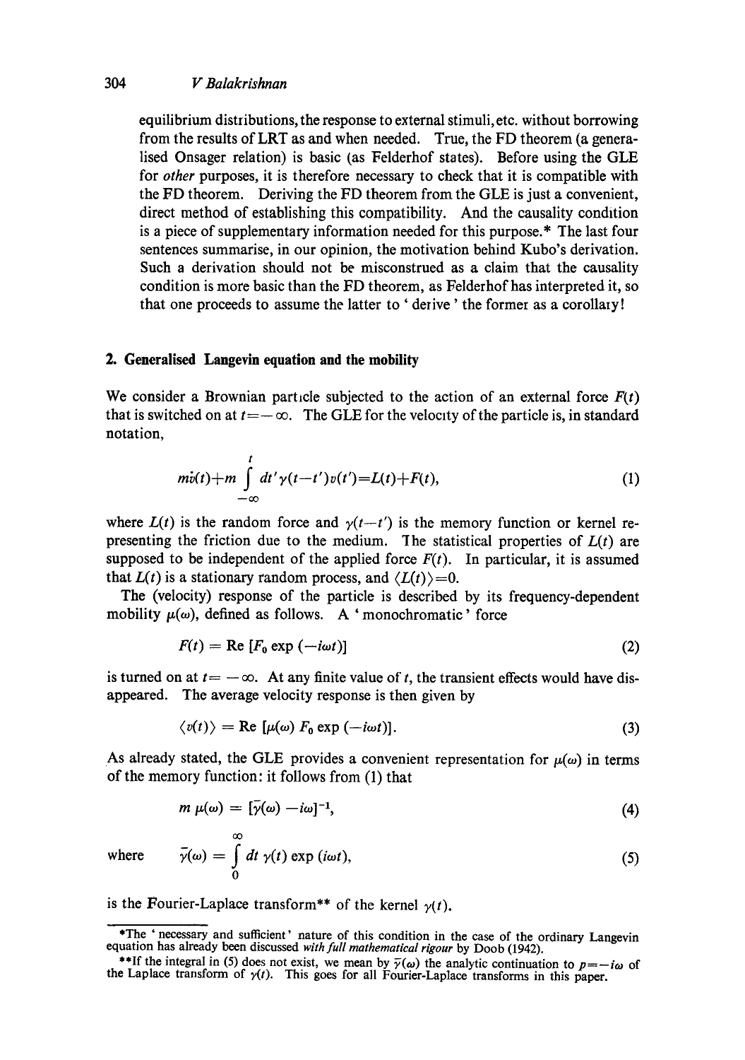equilibrium distributions, the response to external stimuli, etc. without borrowing from the results of LRT as and when needed. True, the FD theorem (a generalised Onsager relation) is basic (as Felderhof states). Before using the GLE for *other* purposes, it is therefore necessary to check that it is compatible with the FD theorem. Deriving the FD theorem from the GLE is just a convenient, direct method of establishing this compatibility. And the causality condition is a piece of supplementary information needed for this purpose.* The last four sentences summarise, in our opinion, the motivation behind Kubo's derivation. Such a derivation should not be misconstrued as a claim that the causality condition is more basic than the FD theorem, as Felderhof has interpreted it, so that one proceeds to assume the latter to 'derive' the former as a corollary!

## 2. Generalised Langevin equation and the mobility

We consider a Brownian particle subjected to the action of an external force $F(t)$ that is switched on at $t=-\infty$. The GLE for the velocity of the particle is, in standard notation,

$$m\dot{v}(t)+m\int_{-\infty}^{t} dt'\,\gamma(t-t')\,v(t')=L(t)+F(t), \tag{1}$$

where $L(t)$ is the random force and $\gamma(t-t')$ is the memory function or kernel representing the friction due to the medium. The statistical properties of $L(t)$ are supposed to be independent of the applied force $F(t)$. In particular, it is assumed that $L(t)$ is a stationary random process, and $\langle L(t)\rangle=0$.

The (velocity) response of the particle is described by its frequency-dependent mobility $\mu(\omega)$, defined as follows. A 'monochromatic' force

$$F(t) = \mathrm{Re}\,[F_0 \exp(-i\omega t)] \tag{2}$$

is turned on at $t=-\infty$. At any finite value of $t$, the transient effects would have disappeared. The average velocity response is then given by

$$\langle v(t)\rangle = \mathrm{Re}\,[\mu(\omega)\,F_0 \exp(-i\omega t)]. \tag{3}$$

As already stated, the GLE provides a convenient representation for $\mu(\omega)$ in terms of the memory function: it follows from (1) that

$$m\,\mu(\omega) = [\tilde{\gamma}(\omega) - i\omega]^{-1}, \tag{4}$$

where
$$\tilde{\gamma}(\omega) = \int_{0}^{\infty} dt\,\gamma(t)\exp(i\omega t), \tag{5}$$

is the Fourier-Laplace transform** of the kernel $\gamma(t)$.

*The 'necessary and sufficient' nature of this condition in the case of the ordinary Langevin equation has already been discussed *with full mathematical rigour* by Doob (1942).

**If the integral in (5) does not exist, we mean by $\tilde{\gamma}(\omega)$ the analytic continuation to $p=-i\omega$ of the Laplace transform of $\gamma(t)$. This goes for all Fourier-Laplace transforms in this paper.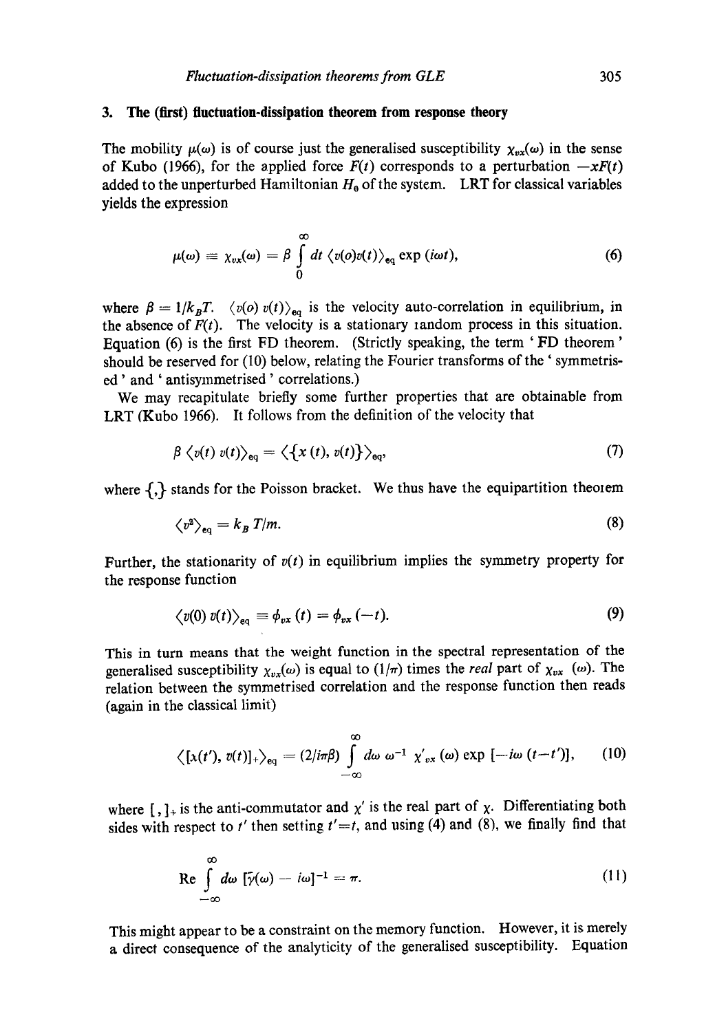## 3. The (first) fluctuation-dissipation theorem from response theory

The mobility $\mu(\omega)$ is of course just the generalised susceptibility $\chi_{vx}(\omega)$ in the sense of Kubo (1966), for the applied force $F(t)$ corresponds to a perturbation $-xF(t)$ added to the unperturbed Hamiltonian $H_0$ of the system. LRT for classical variables yields the expression

$$\mu(\omega) \equiv \chi_{vx}(\omega) = \beta \int_0^\infty dt \, \langle v(o)v(t)\rangle_{\text{eq}} \exp(i\omega t), \tag{6}$$

where $\beta = 1/k_B T$. $\langle v(o)\, v(t)\rangle_{\text{eq}}$ is the velocity auto-correlation in equilibrium, in the absence of $F(t)$. The velocity is a stationary random process in this situation. Equation (6) is the first FD theorem. (Strictly speaking, the term 'FD theorem' should be reserved for (10) below, relating the Fourier transforms of the 'symmetrised' and 'antisymmetrised' correlations.)

We may recapitulate briefly some further properties that are obtainable from LRT (Kubo 1966). It follows from the definition of the velocity that

$$\beta \langle v(t)\, v(t)\rangle_{\text{eq}} = \langle \{x(t), v(t)\}\rangle_{\text{eq}}, \tag{7}$$

where $\{,\}$ stands for the Poisson bracket. We thus have the equipartition theorem

$$\langle v^2\rangle_{\text{eq}} = k_B T/m. \tag{8}$$

Further, the stationarity of $v(t)$ in equilibrium implies the symmetry property for the response function

$$\langle v(0)\, v(t)\rangle_{\text{eq}} \equiv \phi_{vx}(t) = \phi_{vx}(-t). \tag{9}$$

This in turn means that the weight function in the spectral representation of the generalised susceptibility $\chi_{vx}(\omega)$ is equal to $(1/\pi)$ times the *real* part of $\chi_{vx}(\omega)$. The relation between the symmetrised correlation and the response function then reads (again in the classical limit)

$$\langle [x(t'), v(t)]_+\rangle_{\text{eq}} = (2/i\pi\beta) \int_{-\infty}^{\infty} d\omega \, \omega^{-1} \chi'_{vx}(\omega) \exp[-i\omega(t-t')], \tag{10}$$

where $[\,,\,]_+$ is the anti-commutator and $\chi'$ is the real part of $\chi$. Differentiating both sides with respect to $t'$ then setting $t'=t$, and using (4) and (8), we finally find that

$$\text{Re} \int_{-\infty}^{\infty} d\omega \, [\tilde{\gamma}(\omega) - i\omega]^{-1} = \pi. \tag{11}$$

This might appear to be a constraint on the memory function. However, it is merely a direct consequence of the analyticity of the generalised susceptibility. Equation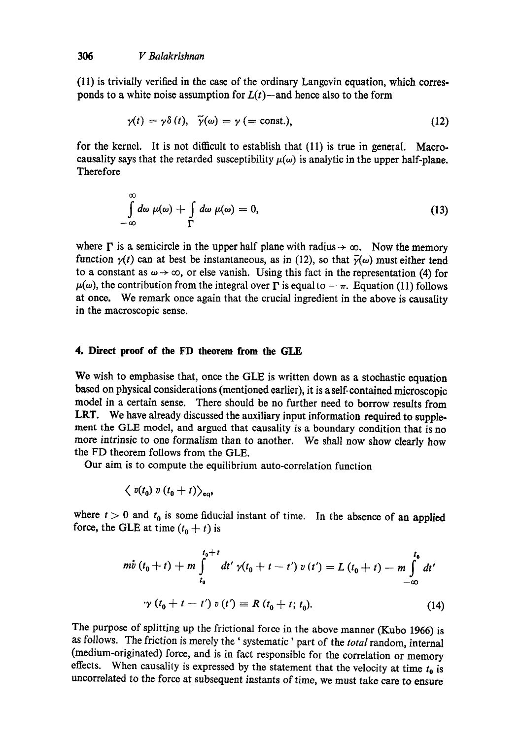(11) is trivially verified in the case of the ordinary Langevin equation, which corresponds to a white noise assumption for $L(t)$—and hence also to the form

$$\gamma(t) = \gamma\delta(t), \quad \tilde{\gamma}(\omega) = \gamma \; (= \text{const.}), \tag{12}$$

for the kernel. It is not difficult to establish that (11) is true in general. Macrocausality says that the retarded susceptibility $\mu(\omega)$ is analytic in the upper half-plane. Therefore

$$\int_{-\infty}^{\infty} d\omega \, \mu(\omega) + \int_{\Gamma} d\omega \, \mu(\omega) = 0, \tag{13}$$

where $\Gamma$ is a semicircle in the upper half plane with radius $\to \infty$. Now the memory function $\gamma(t)$ can at best be instantaneous, as in (12), so that $\tilde{\gamma}(\omega)$ must either tend to a constant as $\omega \to \infty$, or else vanish. Using this fact in the representation (4) for $\mu(\omega)$, the contribution from the integral over $\Gamma$ is equal to $-\pi$. Equation (11) follows at once. We remark once again that the crucial ingredient in the above is causality in the macroscopic sense.

## 4. Direct proof of the FD theorem from the GLE

We wish to emphasise that, once the GLE is written down as a stochastic equation based on physical considerations (mentioned earlier), it is a self-contained microscopic model in a certain sense. There should be no further need to borrow results from LRT. We have already discussed the auxiliary input information required to supplement the GLE model, and argued that causality is a boundary condition that is no more intrinsic to one formalism than to another. We shall now show clearly how the FD theorem follows from the GLE.

Our aim is to compute the equilibrium auto-correlation function

$$\langle v(t_0) \, v(t_0 + t) \rangle_{\text{eq}},$$

where $t > 0$ and $t_0$ is some fiducial instant of time. In the absence of an applied force, the GLE at time $(t_0 + t)$ is

$$m\dot{v}(t_0 + t) + m \int_{t_0}^{t_0+t} dt' \, \gamma(t_0 + t - t') \, v(t') = L(t_0 + t) - m \int_{-\infty}^{t_0} dt' \cdot \gamma(t_0 + t - t') \, v(t') \equiv R(t_0 + t; t_0). \tag{14}$$

The purpose of splitting up the frictional force in the above manner (Kubo 1966) is as follows. The friction is merely the 'systematic' part of the *total* random, internal (medium-originated) force, and is in fact responsible for the correlation or memory effects. When causality is expressed by the statement that the velocity at time $t_0$ is uncorrelated to the force at subsequent instants of time, we must take care to ensure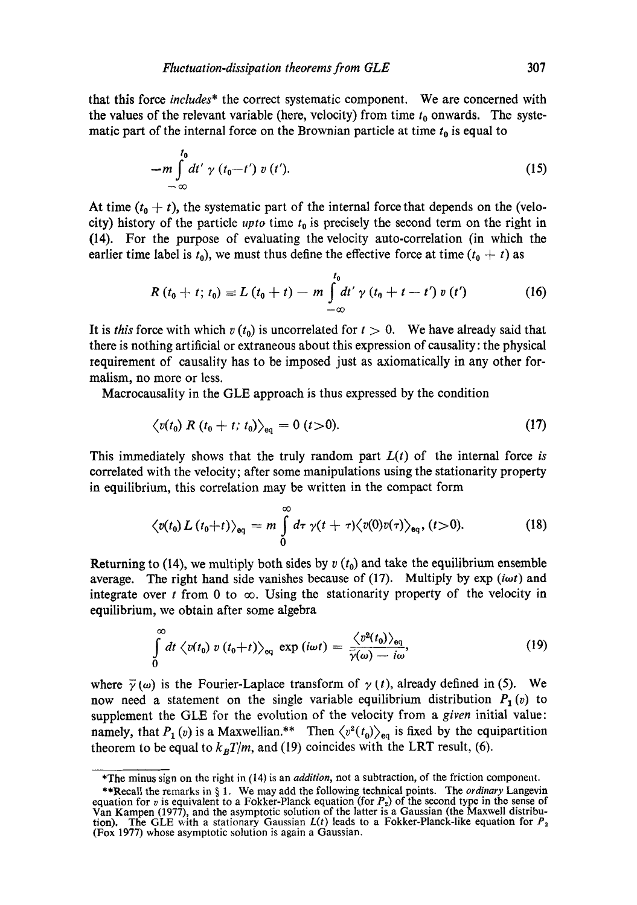that this force *includes** the correct systematic component. We are concerned with the values of the relevant variable (here, velocity) from time $t_0$ onwards. The systematic part of the internal force on the Brownian particle at time $t_0$ is equal to

$$-m \int_{-\infty}^{t_0} dt' \, \gamma \, (t_0 - t') \, v \, (t'). \tag{15}$$

At time $(t_0 + t)$, the systematic part of the internal force that depends on the (velocity) history of the particle *upto* time $t_0$ is precisely the second term on the right in (14). For the purpose of evaluating the velocity auto-correlation (in which the earlier time label is $t_0$), we must thus define the effective force at time $(t_0 + t)$ as

$$R \, (t_0 + t; \, t_0) \equiv L \, (t_0 + t) - m \int_{-\infty}^{t_0} dt' \, \gamma \, (t_0 + t - t') \, v \, (t') \tag{16}$$

It is *this* force with which $v \, (t_0)$ is uncorrelated for $t > 0$. We have already said that there is nothing artificial or extraneous about this expression of causality: the physical requirement of causality has to be imposed just as axiomatically in any other formalism, no more or less.

Macrocausality in the GLE approach is thus expressed by the condition

$$\langle v(t_0) \, R \, (t_0 + t; \, t_0) \rangle_{\text{eq}} = 0 \; (t > 0). \tag{17}$$

This immediately shows that the truly random part $L(t)$ of the internal force *is* correlated with the velocity; after some manipulations using the stationarity property in equilibrium, this correlation may be written in the compact form

$$\langle v(t_0) \, L \, (t_0 + t) \rangle_{\text{eq}} = m \int_0^{\infty} d\tau \, \gamma(t + \tau) \langle v(0) v(\tau) \rangle_{\text{eq}}, \; (t > 0). \tag{18}$$

Returning to (14), we multiply both sides by $v \, (t_0)$ and take the equilibrium ensemble average. The right hand side vanishes because of (17). Multiply by $\exp \, (i\omega t)$ and integrate over $t$ from 0 to $\infty$. Using the stationarity property of the velocity in equilibrium, we obtain after some algebra

$$\int_0^{\infty} dt \, \langle v(t_0) \, v \, (t_0 + t) \rangle_{\text{eq}} \, \exp \, (i\omega t) = \frac{\langle v^2(t_0) \rangle_{\text{eq}}}{\bar{\gamma}(\omega) - i\omega}, \tag{19}$$

where $\bar{\gamma} \, (\omega)$ is the Fourier-Laplace transform of $\gamma \, (t)$, already defined in (5). We now need a statement on the single variable equilibrium distribution $P_1 \, (v)$ to supplement the GLE for the evolution of the velocity from a *given* initial value: namely, that $P_1 \, (v)$ is a Maxwellian.** Then $\langle v^2(t_0) \rangle_{\text{eq}}$ is fixed by the equipartition theorem to be equal to $k_B T/m$, and (19) coincides with the LRT result, (6).

---

*The minus sign on the right in (14) is an *addition*, not a subtraction, of the friction component.

**Recall the remarks in § 1. We may add the following technical points. The *ordinary* Langevin equation for $v$ is equivalent to a Fokker-Planck equation (for $P_2$) of the second type in the sense of Van Kampen (1977), and the asymptotic solution of the latter is a Gaussian (the Maxwell distribution). The GLE with a stationary Gaussian $L(t)$ leads to a Fokker-Planck-like equation for $P_2$ (Fox 1977) whose asymptotic solution is again a Gaussian.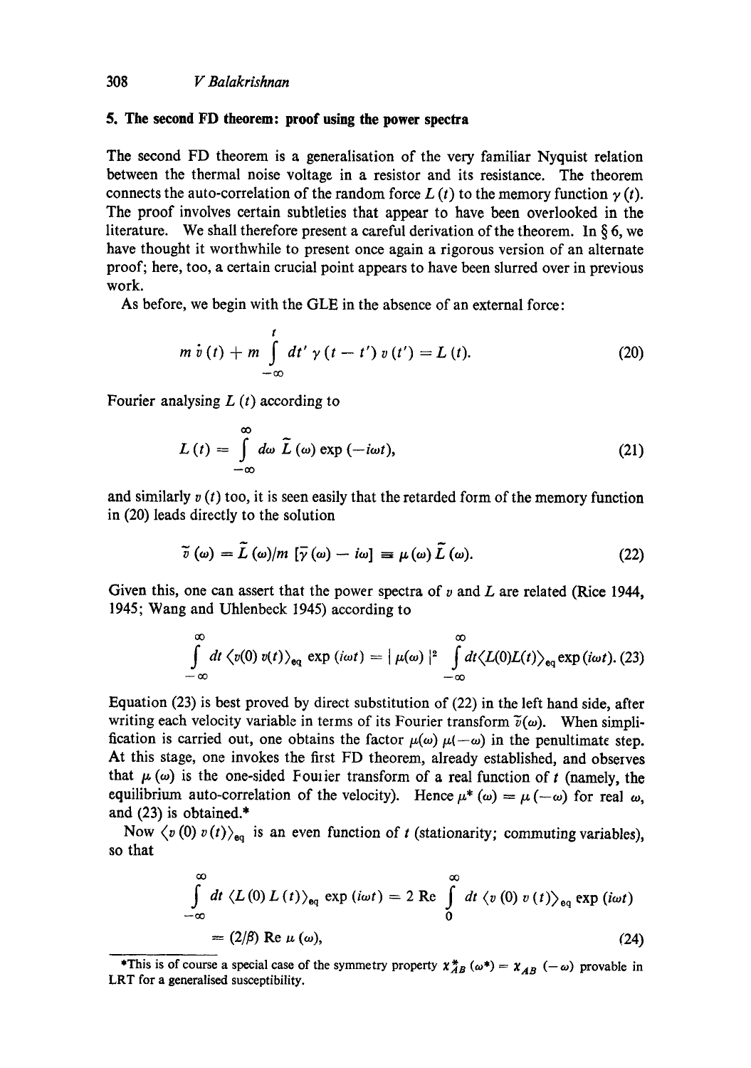## 5. The second FD theorem: proof using the power spectra

The second FD theorem is a generalisation of the very familiar Nyquist relation between the thermal noise voltage in a resistor and its resistance. The theorem connects the auto-correlation of the random force $L(t)$ to the memory function $\gamma(t)$. The proof involves certain subtleties that appear to have been overlooked in the literature. We shall therefore present a careful derivation of the theorem. In § 6, we have thought it worthwhile to present once again a rigorous version of an alternate proof; here, too, a certain crucial point appears to have been slurred over in previous work.

As before, we begin with the GLE in the absence of an external force:

$$m\,\dot{v}(t) + m \int_{-\infty}^{t} dt'\,\gamma(t-t')\,v(t') = L(t). \tag{20}$$

Fourier analysing $L(t)$ according to

$$L(t) = \int_{-\infty}^{\infty} d\omega\,\tilde{L}(\omega)\exp(-i\omega t), \tag{21}$$

and similarly $v(t)$ too, it is seen easily that the retarded form of the memory function in (20) leads directly to the solution

$$\tilde{v}(\omega) = \tilde{L}(\omega)/m\,[\tilde{\gamma}(\omega) - i\omega] \equiv \mu(\omega)\,\tilde{L}(\omega). \tag{22}$$

Given this, one can assert that the power spectra of $v$ and $L$ are related (Rice 1944, 1945; Wang and Uhlenbeck 1945) according to

$$\int_{-\infty}^{\infty} dt\,\langle v(0)\,v(t)\rangle_{\text{eq}}\exp(i\omega t) = |\mu(\omega)|^2 \int_{-\infty}^{\infty} dt \langle L(0)L(t)\rangle_{\text{eq}}\exp(i\omega t). \tag{23}$$

Equation (23) is best proved by direct substitution of (22) in the left hand side, after writing each velocity variable in terms of its Fourier transform $\tilde{v}(\omega)$. When simplification is carried out, one obtains the factor $\mu(\omega)\,\mu(-\omega)$ in the penultimate step. At this stage, one invokes the first FD theorem, already established, and observes that $\mu(\omega)$ is the one-sided Fourier transform of a real function of $t$ (namely, the equilibrium auto-correlation of the velocity). Hence $\mu^*(\omega) = \mu(-\omega)$ for real $\omega$, and (23) is obtained.*

Now $\langle v(0)\,v(t)\rangle_{\text{eq}}$ is an even function of $t$ (stationarity; commuting variables), so that

$$\int_{-\infty}^{\infty} dt\,\langle L(0)\,L(t)\rangle_{\text{eq}}\exp(i\omega t) = 2\,\text{Re}\int_{0}^{\infty} dt\,\langle v(0)\,v(t)\rangle_{\text{eq}}\exp(i\omega t)$$
$$= (2/\beta)\,\text{Re}\,\mu(\omega), \tag{24}$$

*This is of course a special case of the symmetry property $\chi^*_{AB}(\omega^*) = \chi_{AB}(-\omega)$ provable in LRT for a generalised susceptibility.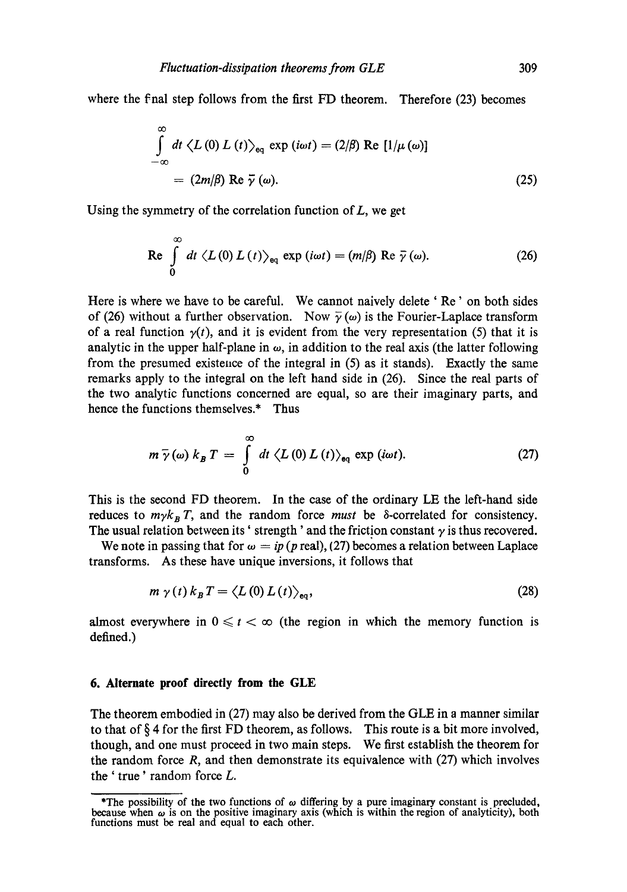where the final step follows from the first FD theorem. Therefore (23) becomes

$$\int_{-\infty}^{\infty} dt \, \langle L(0) \, L(t) \rangle_{\text{eq}} \exp(i\omega t) = (2/\beta) \operatorname{Re} [1/\mu(\omega)]$$
$$= (2m/\beta) \operatorname{Re} \bar{\gamma}(\omega). \tag{25}$$

Using the symmetry of the correlation function of $L$, we get

$$\operatorname{Re} \int_{0}^{\infty} dt \, \langle L(0) \, L(t) \rangle_{\text{eq}} \exp(i\omega t) = (m/\beta) \operatorname{Re} \bar{\gamma}(\omega). \tag{26}$$

Here is where we have to be careful. We cannot naively delete ' Re ' on both sides of (26) without a further observation. Now $\bar{\gamma}(\omega)$ is the Fourier-Laplace transform of a real function $\gamma(t)$, and it is evident from the very representation (5) that it is analytic in the upper half-plane in $\omega$, in addition to the real axis (the latter following from the presumed existence of the integral in (5) as it stands). Exactly the same remarks apply to the integral on the left hand side in (26). Since the real parts of the two analytic functions concerned are equal, so are their imaginary parts, and hence the functions themselves.* Thus

$$m \, \bar{\gamma}(\omega) \, k_B T = \int_{0}^{\infty} dt \, \langle L(0) \, L(t) \rangle_{\text{eq}} \exp(i\omega t). \tag{27}$$

This is the second FD theorem. In the case of the ordinary LE the left-hand side reduces to $m\gamma k_B T$, and the random force *must* be $\delta$-correlated for consistency. The usual relation between its ' strength ' and the friction constant $\gamma$ is thus recovered.

We note in passing that for $\omega = ip$ ($p$ real), (27) becomes a relation between Laplace transforms. As these have unique inversions, it follows that

$$m \, \gamma(t) \, k_B T = \langle L(0) \, L(t) \rangle_{\text{eq}}, \tag{28}$$

almost everywhere in $0 \leqslant t < \infty$ (the region in which the memory function is defined.)

## 6. Alternate proof directly from the GLE

The theorem embodied in (27) may also be derived from the GLE in a manner similar to that of § 4 for the first FD theorem, as follows. This route is a bit more involved, though, and one must proceed in two main steps. We first establish the theorem for the random force $R$, and then demonstrate its equivalence with (27) which involves the ' true ' random force $L$.

---

*The possibility of the two functions of $\omega$ differing by a pure imaginary constant is precluded, because when $\omega$ is on the positive imaginary axis (which is within the region of analyticity), both functions must be real and equal to each other.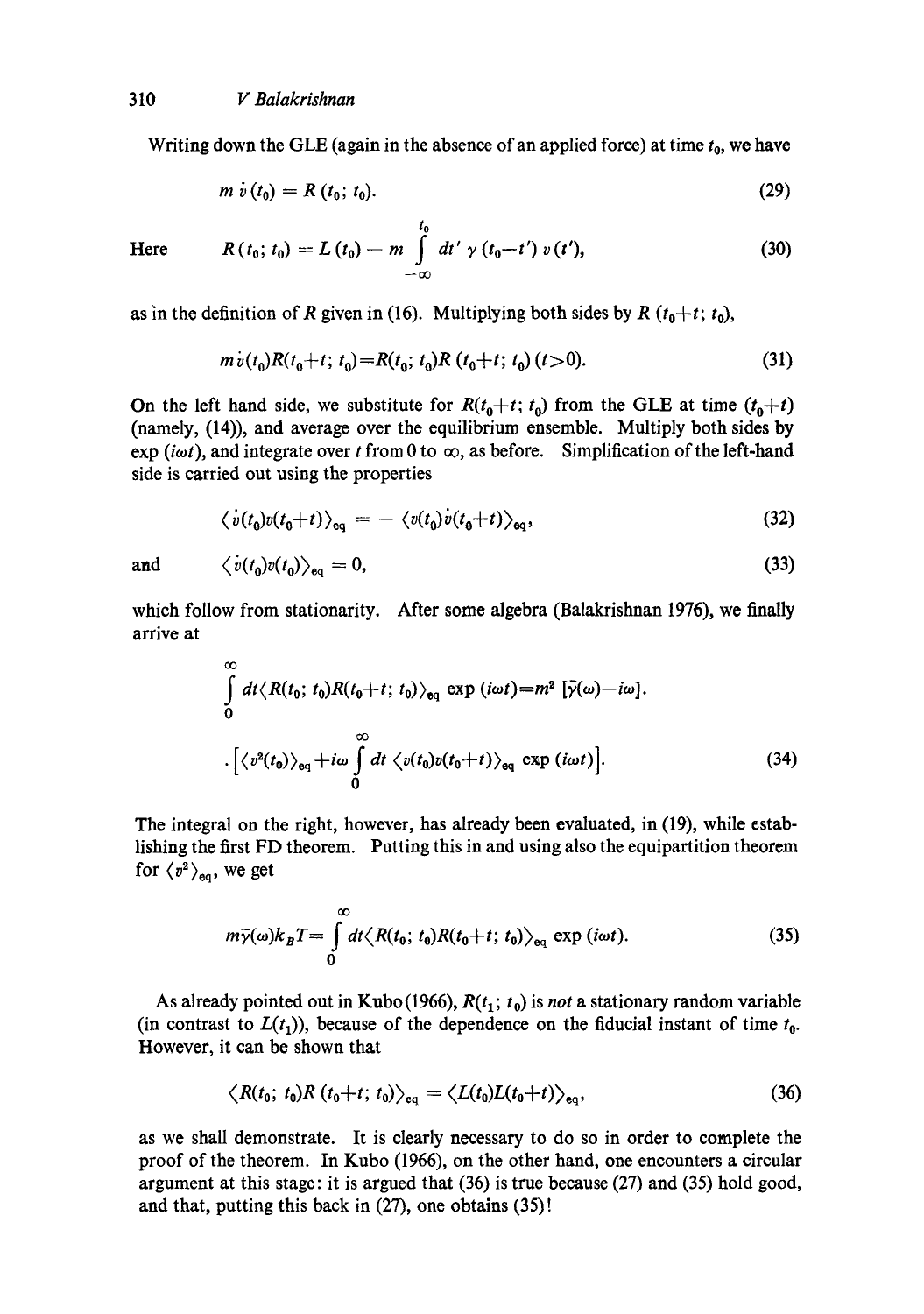Writing down the GLE (again in the absence of an applied force) at time $t_0$, we have

$$m\,\dot{v}(t_0) = R(t_0;\, t_0). \tag{29}$$

Here
$$R(t_0;\, t_0) = L(t_0) - m \int_{-\infty}^{t_0} dt'\, \gamma(t_0 - t')\, v(t'), \tag{30}$$

as in the definition of $R$ given in (16). Multiplying both sides by $R(t_0+t;\, t_0)$,

$$m\dot{v}(t_0)R(t_0+t;\, t_0) = R(t_0;\, t_0)R(t_0+t;\, t_0)\; (t>0). \tag{31}$$

On the left hand side, we substitute for $R(t_0+t;\, t_0)$ from the GLE at time $(t_0+t)$ (namely, (14)), and average over the equilibrium ensemble. Multiply both sides by $\exp(i\omega t)$, and integrate over $t$ from 0 to $\infty$, as before. Simplification of the left-hand side is carried out using the properties

$$\langle \dot{v}(t_0)v(t_0+t)\rangle_{\text{eq}} = -\,\langle v(t_0)\dot{v}(t_0+t)\rangle_{\text{eq}}, \tag{32}$$

and
$$\langle \dot{v}(t_0)v(t_0)\rangle_{\text{eq}} = 0, \tag{33}$$

which follow from stationarity. After some algebra (Balakrishnan 1976), we finally arrive at

$$\int_0^\infty dt \langle R(t_0;\, t_0)R(t_0+t;\, t_0)\rangle_{\text{eq}} \exp(i\omega t) = m^2\,[\tilde{\gamma}(\omega) - i\omega] \cdot \left[\langle v^2(t_0)\rangle_{\text{eq}} + i\omega \int_0^\infty dt\, \langle v(t_0)v(t_0+t)\rangle_{\text{eq}} \exp(i\omega t)\right]. \tag{34}$$

The integral on the right, however, has already been evaluated, in (19), while establishing the first FD theorem. Putting this in and using also the equipartition theorem for $\langle v^2\rangle_{\text{eq}}$, we get

$$m\tilde{\gamma}(\omega)k_B T = \int_0^\infty dt \langle R(t_0;\, t_0)R(t_0+t;\, t_0)\rangle_{\text{eq}} \exp(i\omega t). \tag{35}$$

As already pointed out in Kubo (1966), $R(t_1;\, t_0)$ is *not* a stationary random variable (in contrast to $L(t_1)$), because of the dependence on the fiducial instant of time $t_0$. However, it can be shown that

$$\langle R(t_0;\, t_0)R(t_0+t;\, t_0)\rangle_{\text{eq}} = \langle L(t_0)L(t_0+t)\rangle_{\text{eq}}, \tag{36}$$

as we shall demonstrate. It is clearly necessary to do so in order to complete the proof of the theorem. In Kubo (1966), on the other hand, one encounters a circular argument at this stage: it is argued that (36) is true because (27) and (35) hold good, and that, putting this back in (27), one obtains (35)!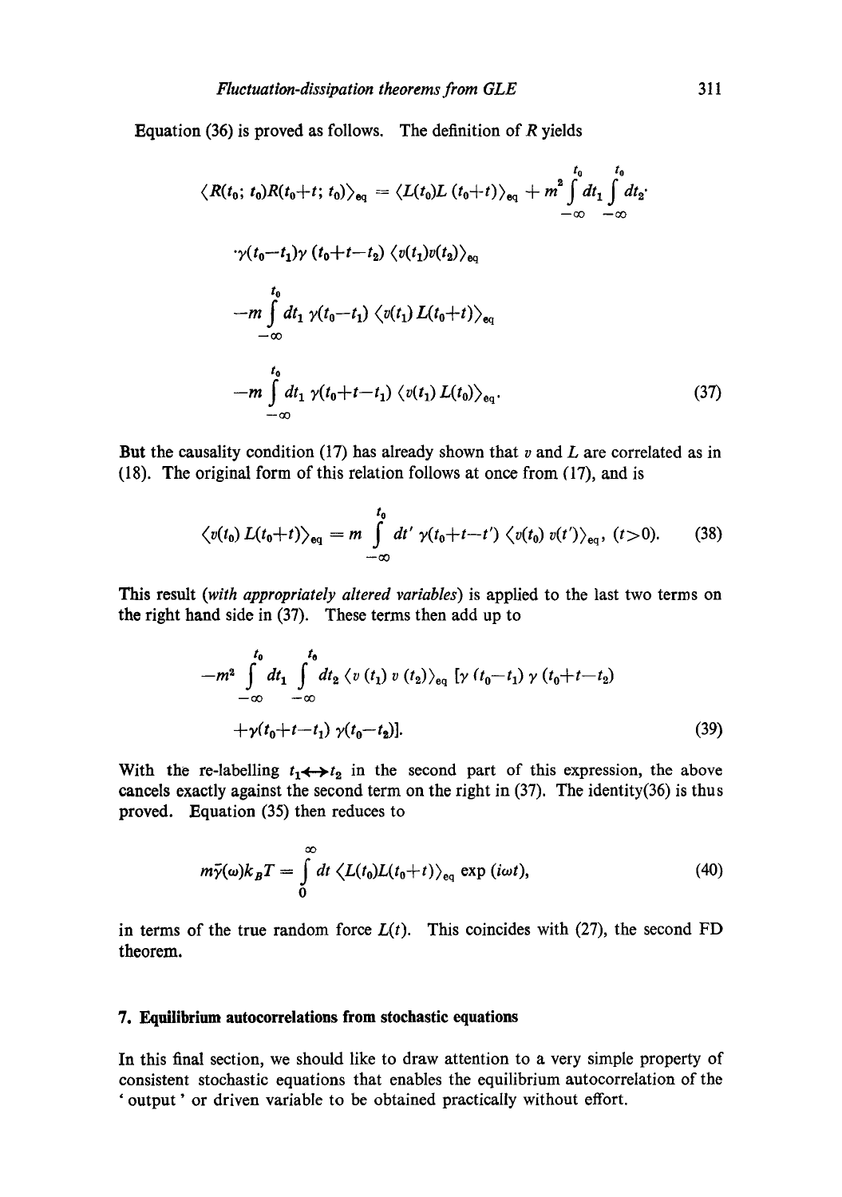Equation (36) is proved as follows. The definition of $R$ yields

$$\langle R(t_0;\, t_0)R(t_0+t;\, t_0)\rangle_{\text{eq}} = \langle L(t_0)L\,(t_0+t)\rangle_{\text{eq}} + m^2 \int\limits_{-\infty}^{t_0} dt_1 \int\limits_{-\infty}^{t_0} dt_2 \cdot$$

$$\cdot \gamma(t_0-t_1)\gamma\,(t_0+t-t_2)\,\langle v(t_1)v(t_2)\rangle_{\text{eq}}$$

$$-m \int\limits_{-\infty}^{t_0} dt_1\, \gamma(t_0-t_1)\,\langle v(t_1)\, L(t_0+t)\rangle_{\text{eq}}$$

$$-m \int\limits_{-\infty}^{t_0} dt_1\, \gamma(t_0+t-t_1)\,\langle v(t_1)\, L(t_0)\rangle_{\text{eq}}. \tag{37}$$

But the causality condition (17) has already shown that $v$ and $L$ are correlated as in (18). The original form of this relation follows at once from (17), and is

$$\langle v(t_0)\, L(t_0+t)\rangle_{\text{eq}} = m \int\limits_{-\infty}^{t_0} dt'\, \gamma(t_0+t-t')\,\langle v(t_0)\, v(t')\rangle_{\text{eq}},\ (t>0). \tag{38}$$

This result (*with appropriately altered variables*) is applied to the last two terms on the right hand side in (37). These terms then add up to

$$-m^2 \int\limits_{-\infty}^{t_0} dt_1 \int\limits_{-\infty}^{t_0} dt_2\, \langle v\,(t_1)\, v\,(t_2)\rangle_{\text{eq}}\, [\gamma\,(t_0-t_1)\,\gamma\,(t_0+t-t_2)$$

$$+\gamma(t_0+t-t_1)\,\gamma(t_0-t_2)]. \tag{39}$$

With the re-labelling $t_1 \leftrightarrow t_2$ in the second part of this expression, the above cancels exactly against the second term on the right in (37). The identity(36) is thus proved. Equation (35) then reduces to

$$m\bar{\gamma}(\omega)k_B T = \int\limits_{0}^{\infty} dt\, \langle L(t_0)L(t_0+t)\rangle_{\text{eq}}\, \exp\,(i\omega t), \tag{40}$$

in terms of the true random force $L(t)$. This coincides with (27), the second FD theorem.

## 7. Equilibrium autocorrelations from stochastic equations

In this final section, we should like to draw attention to a very simple property of consistent stochastic equations that enables the equilibrium autocorrelation of the 'output' or driven variable to be obtained practically without effort.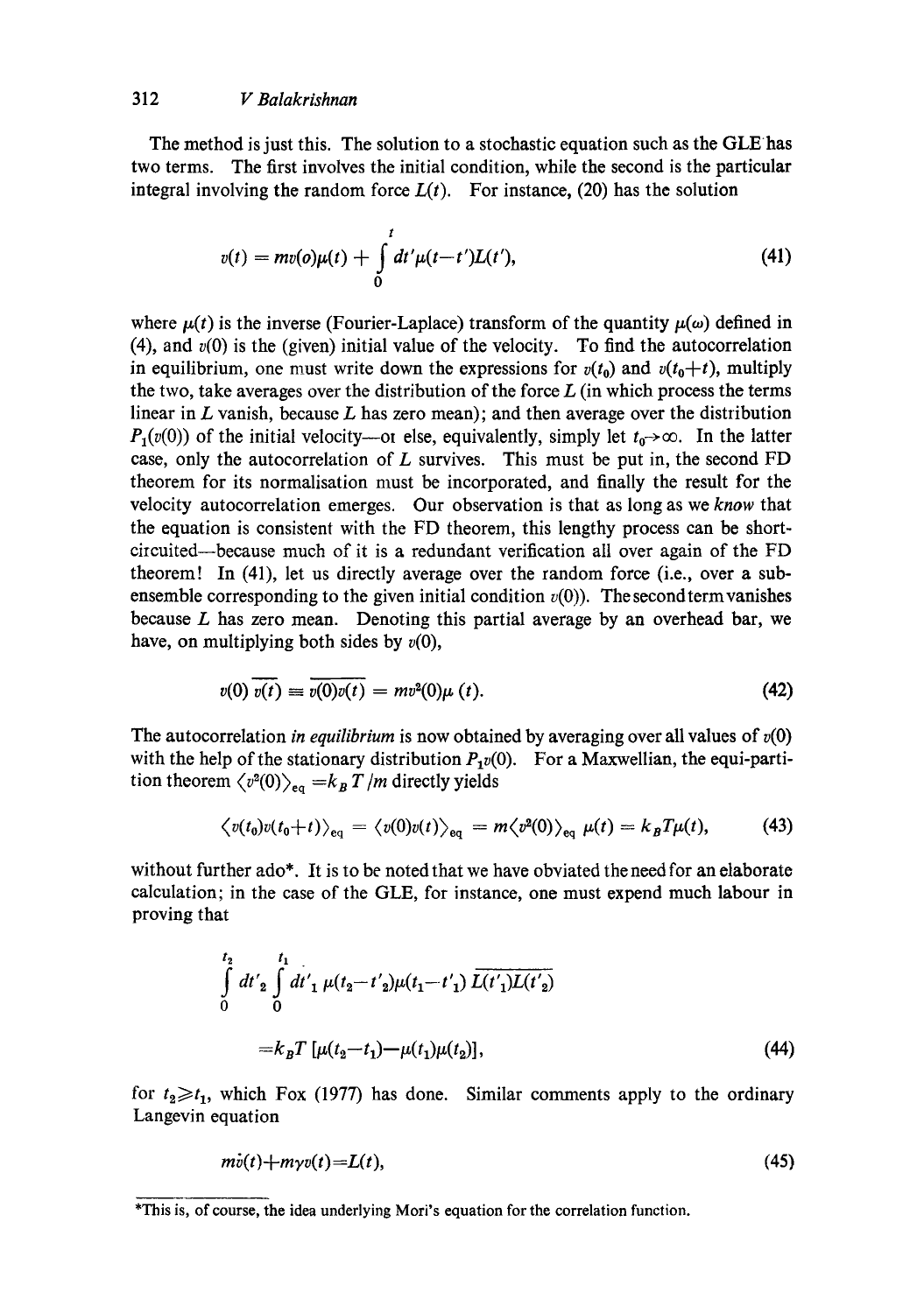The method is just this. The solution to a stochastic equation such as the GLE has two terms. The first involves the initial condition, while the second is the particular integral involving the random force $L(t)$. For instance, (20) has the solution

$$v(t) = mv(o)\mu(t) + \int_0^t dt'\mu(t-t')L(t'), \tag{41}$$

where $\mu(t)$ is the inverse (Fourier-Laplace) transform of the quantity $\mu(\omega)$ defined in (4), and $v(0)$ is the (given) initial value of the velocity. To find the autocorrelation in equilibrium, one must write down the expressions for $v(t_0)$ and $v(t_0+t)$, multiply the two, take averages over the distribution of the force $L$ (in which process the terms linear in $L$ vanish, because $L$ has zero mean); and then average over the distribution $P_1(v(0))$ of the initial velocity—or else, equivalently, simply let $t_0 \to \infty$. In the latter case, only the autocorrelation of $L$ survives. This must be put in, the second FD theorem for its normalisation must be incorporated, and finally the result for the velocity autocorrelation emerges. Our observation is that as long as we *know* that the equation is consistent with the FD theorem, this lengthy process can be short-circuited—because much of it is a redundant verification all over again of the FD theorem! In (41), let us directly average over the random force (i.e., over a sub-ensemble corresponding to the given initial condition $v(0)$). The second term vanishes because $L$ has zero mean. Denoting this partial average by an overhead bar, we have, on multiplying both sides by $v(0)$,

$$v(0)\,\overline{v(t)} \equiv \overline{v(0)v(t)} = mv^2(0)\mu(t). \tag{42}$$

The autocorrelation *in equilibrium* is now obtained by averaging over all values of $v(0)$ with the help of the stationary distribution $P_1 v(0)$. For a Maxwellian, the equi-partition theorem $\langle v^2(0)\rangle_{\text{eq}} = k_B T/m$ directly yields

$$\langle v(t_0)v(t_0+t)\rangle_{\text{eq}} = \langle v(0)v(t)\rangle_{\text{eq}} = m\langle v^2(0)\rangle_{\text{eq}}\,\mu(t) = k_B T\mu(t), \tag{43}$$

without further ado*. It is to be noted that we have obviated the need for an elaborate calculation; in the case of the GLE, for instance, one must expend much labour in proving that

$$\int_0^{t_2} dt'_2 \int_0^{t_1} dt'_1\, \mu(t_2-t'_2)\mu(t_1-t'_1)\,\overline{L(t'_1)L(t'_2)}$$

$$= k_B T\,[\mu(t_2-t_1) - \mu(t_1)\mu(t_2)], \tag{44}$$

for $t_2 \geqslant t_1$, which Fox (1977) has done. Similar comments apply to the ordinary Langevin equation

$$m\dot{v}(t) + m\gamma v(t) = L(t), \tag{45}$$

*This is, of course, the idea underlying Mori's equation for the correlation function.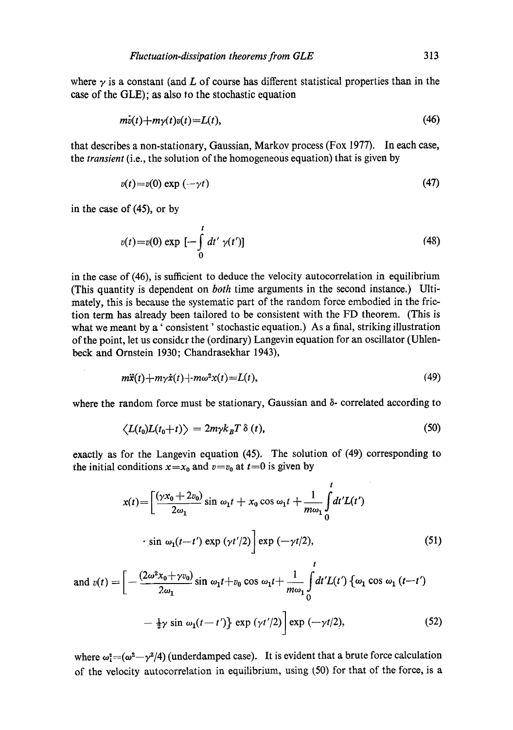where $\gamma$ is a constant (and $L$ of course has different statistical properties than in the case of the GLE); as also to the stochastic equation

$$m\dot{v}(t)+m\gamma(t)v(t)=L(t), \tag{46}$$

that describes a non-stationary, Gaussian, Markov process (Fox 1977). In each case, the *transient* (i.e., the solution of the homogeneous equation) that is given by

$$v(t)=v(0)\exp(-\gamma t) \tag{47}$$

in the case of (45), or by

$$v(t)=v(0)\exp\left[-\int_0^t dt'\,\gamma(t')\right] \tag{48}$$

in the case of (46), is sufficient to deduce the velocity autocorrelation in equilibrium (This quantity is dependent on *both* time arguments in the second instance.) Ultimately, this is because the systematic part of the random force embodied in the friction term has already been tailored to be consistent with the FD theorem. (This is what we meant by a ' consistent ' stochastic equation.) As a final, striking illustration of the point, let us consider the (ordinary) Langevin equation for an oscillator (Uhlenbeck and Ornstein 1930; Chandrasekhar 1943),

$$m\ddot{x}(t)+m\gamma\dot{x}(t)+m\omega^2x(t)=L(t), \tag{49}$$

where the random force must be stationary, Gaussian and $\delta$- correlated according to

$$\langle L(t_0)L(t_0+t)\rangle = 2m\gamma k_BT\,\delta(t), \tag{50}$$

exactly as for the Langevin equation (45). The solution of (49) corresponding to the initial conditions $x=x_0$ and $v=v_0$ at $t=0$ is given by

$$x(t)=\left[\frac{(\gamma x_0+2v_0)}{2\omega_1}\sin\omega_1 t + x_0\cos\omega_1 t + \frac{1}{m\omega_1}\int_0^t dt' L(t')\cdot\sin\omega_1(t-t')\exp(\gamma t'/2)\right]\exp(-\gamma t/2), \tag{51}$$

and
$$v(t)=\left[-\frac{(2\omega^2x_0+\gamma v_0)}{2\omega_1}\sin\omega_1 t+v_0\cos\omega_1 t+\frac{1}{m\omega_1}\int_0^t dt' L(t')\left\{\omega_1\cos\omega_1(t-t') - \tfrac{1}{2}\gamma\sin\omega_1(t-t')\right\}\exp(\gamma t'/2)\right]\exp(-\gamma t/2), \tag{52}$$

where $\omega_1^2=(\omega^2-\gamma^2/4)$ (underdamped case). It is evident that a brute force calculation of the velocity autocorrelation in equilibrium, using (50) for that of the force, is a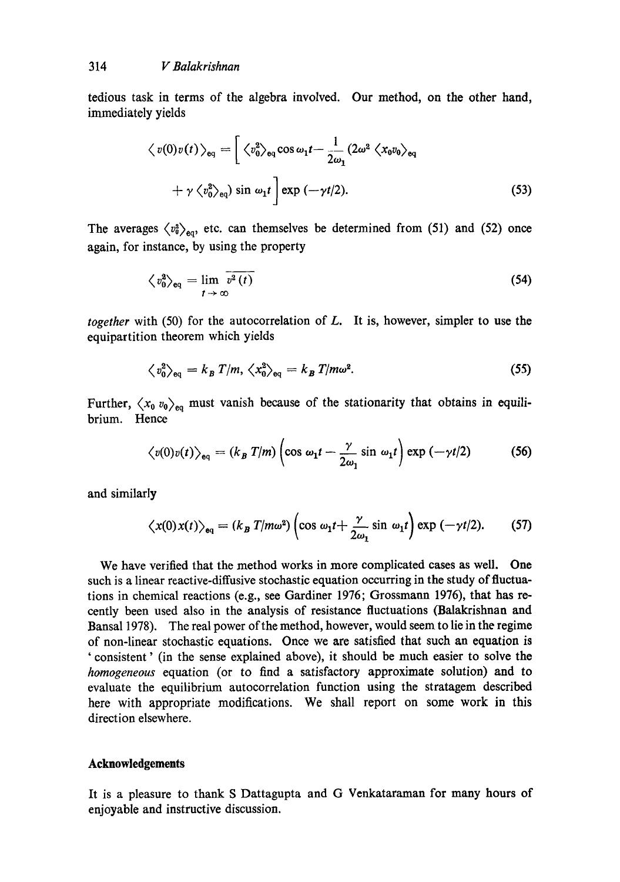tedious task in terms of the algebra involved. Our method, on the other hand, immediately yields

$$\langle v(0)v(t)\rangle_{\text{eq}} = \left[ \langle v_0^2\rangle_{\text{eq}} \cos \omega_1 t - \frac{1}{2\omega_1} (2\omega^2 \langle x_0 v_0\rangle_{\text{eq}} + \gamma \langle v_0^2\rangle_{\text{eq}}) \sin \omega_1 t \right] \exp(-\gamma t/2). \tag{53}$$

The averages $\langle v_0^2\rangle_{\text{eq}}$, etc. can themselves be determined from (51) and (52) once again, for instance, by using the property

$$\langle v_0^2\rangle_{\text{eq}} = \lim_{t\to\infty} \overline{v^2(t)} \tag{54}$$

*together* with (50) for the autocorrelation of $L$. It is, however, simpler to use the equipartition theorem which yields

$$\langle v_0^2\rangle_{\text{eq}} = k_B T/m, \; \langle x_0^2\rangle_{\text{eq}} = k_B T/m\omega^2. \tag{55}$$

Further, $\langle x_0 v_0\rangle_{\text{eq}}$ must vanish because of the stationarity that obtains in equilibrium. Hence

$$\langle v(0)v(t)\rangle_{\text{eq}} = (k_B T/m) \left(\cos \omega_1 t - \frac{\gamma}{2\omega_1} \sin \omega_1 t\right) \exp(-\gamma t/2) \tag{56}$$

and similarly

$$\langle x(0)x(t)\rangle_{\text{eq}} = (k_B T/m\omega^2) \left(\cos \omega_1 t + \frac{\gamma}{2\omega_1} \sin \omega_1 t\right) \exp(-\gamma t/2). \tag{57}$$

We have verified that the method works in more complicated cases as well. One such is a linear reactive-diffusive stochastic equation occurring in the study of fluctuations in chemical reactions (e.g., see Gardiner 1976; Grossmann 1976), that has recently been used also in the analysis of resistance fluctuations (Balakrishnan and Bansal 1978). The real power of the method, however, would seem to lie in the regime of non-linear stochastic equations. Once we are satisfied that such an equation is 'consistent' (in the sense explained above), it should be much easier to solve the *homogeneous* equation (or to find a satisfactory approximate solution) and to evaluate the equilibrium autocorrelation function using the stratagem described here with appropriate modifications. We shall report on some work in this direction elsewhere.

## Acknowledgements

It is a pleasure to thank S Dattagupta and G Venkataraman for many hours of enjoyable and instructive discussion.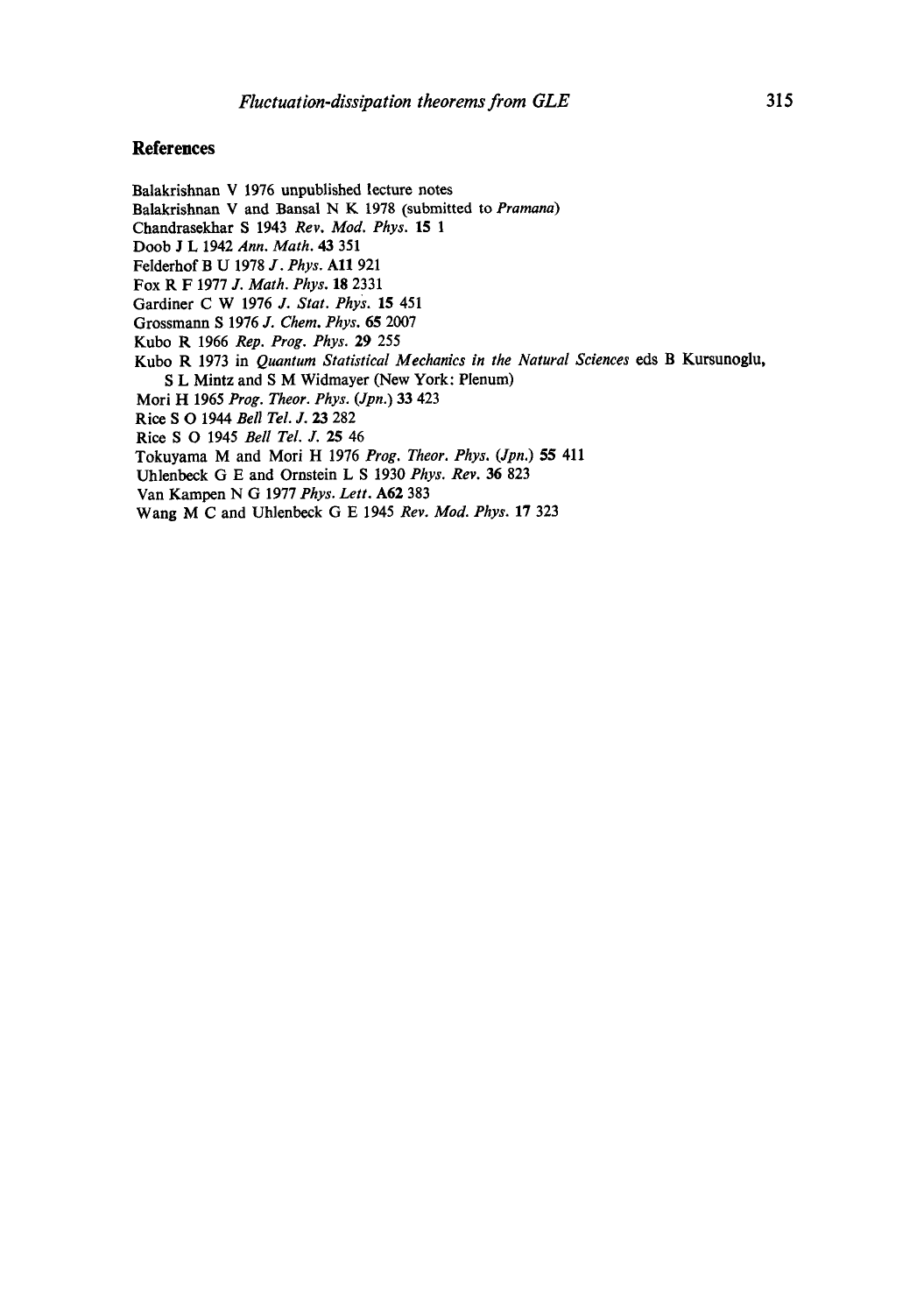## References

Balakrishnan V 1976 unpublished lecture notes

Balakrishnan V and Bansal N K 1978 (submitted to *Pramana*)

Chandrasekhar S 1943 *Rev. Mod. Phys.* **15** 1

Doob J L 1942 *Ann. Math.* **43** 351

Felderhof B U 1978 *J. Phys.* **A11** 921

Fox R F 1977 *J. Math. Phys.* **18** 2331

Gardiner C W 1976 *J. Stat. Phys.* **15** 451

Grossmann S 1976 *J. Chem. Phys.* **65** 2007

Kubo R 1966 *Rep. Prog. Phys.* **29** 255

Kubo R 1973 in *Quantum Statistical Mechanics in the Natural Sciences* eds B Kursunoglu, S L Mintz and S M Widmayer (New York: Plenum)

Mori H 1965 *Prog. Theor. Phys. (Jpn.)* **33** 423

Rice S O 1944 *Bell Tel. J.* **23** 282

Rice S O 1945 *Bell Tel. J.* **25** 46

Tokuyama M and Mori H 1976 *Prog. Theor. Phys. (Jpn.)* **55** 411

Uhlenbeck G E and Ornstein L S 1930 *Phys. Rev.* **36** 823

Van Kampen N G 1977 *Phys. Lett.* **A62** 383

Wang M C and Uhlenbeck G E 1945 *Rev. Mod. Phys.* **17** 323